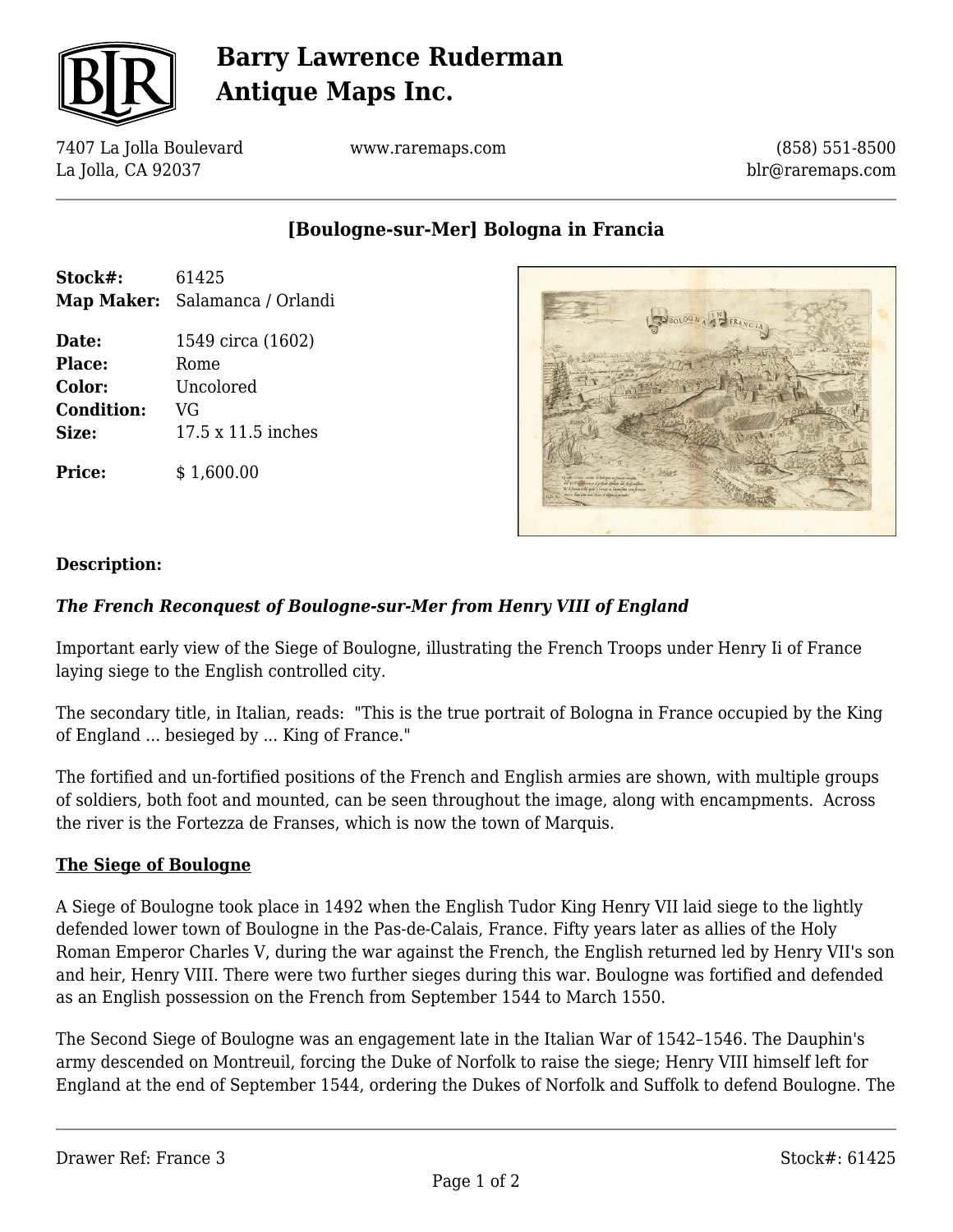# Barry Lawrence Ruderman Antique Maps Inc.

7407 La Jolla Boulevard
La Jolla, CA 92037

www.raremaps.com

(858) 551-8500
blr@raremaps.com

## [Boulogne-sur-Mer] Bologna in Francia

| | |
|---|---|
| **Stock#:** | 61425 |
| **Map Maker:** | Salamanca / Orlandi |
| **Date:** | 1549 circa (1602) |
| **Place:** | Rome |
| **Color:** | Uncolored |
| **Condition:** | VG |
| **Size:** | 17.5 x 11.5 inches |
| **Price:** | $ 1,600.00 |

### Description:

***The French Reconquest of Boulogne-sur-Mer from Henry VIII of England***

Important early view of the Siege of Boulogne, illustrating the French Troops under Henry Ii of France laying siege to the English controlled city.

The secondary title, in Italian, reads: "This is the true portrait of Bologna in France occupied by the King of England ... besieged by ... King of France."

The fortified and un-fortified positions of the French and English armies are shown, with multiple groups of soldiers, both foot and mounted, can be seen throughout the image, along with encampments. Across the river is the Fortezza de Franses, which is now the town of Marquis.

**The Siege of Boulogne**

A Siege of Boulogne took place in 1492 when the English Tudor King Henry VII laid siege to the lightly defended lower town of Boulogne in the Pas-de-Calais, France. Fifty years later as allies of the Holy Roman Emperor Charles V, during the war against the French, the English returned led by Henry VII's son and heir, Henry VIII. There were two further sieges during this war. Boulogne was fortified and defended as an English possession on the French from September 1544 to March 1550.

The Second Siege of Boulogne was an engagement late in the Italian War of 1542–1546. The Dauphin's army descended on Montreuil, forcing the Duke of Norfolk to raise the siege; Henry VIII himself left for England at the end of September 1544, ordering the Dukes of Norfolk and Suffolk to defend Boulogne. The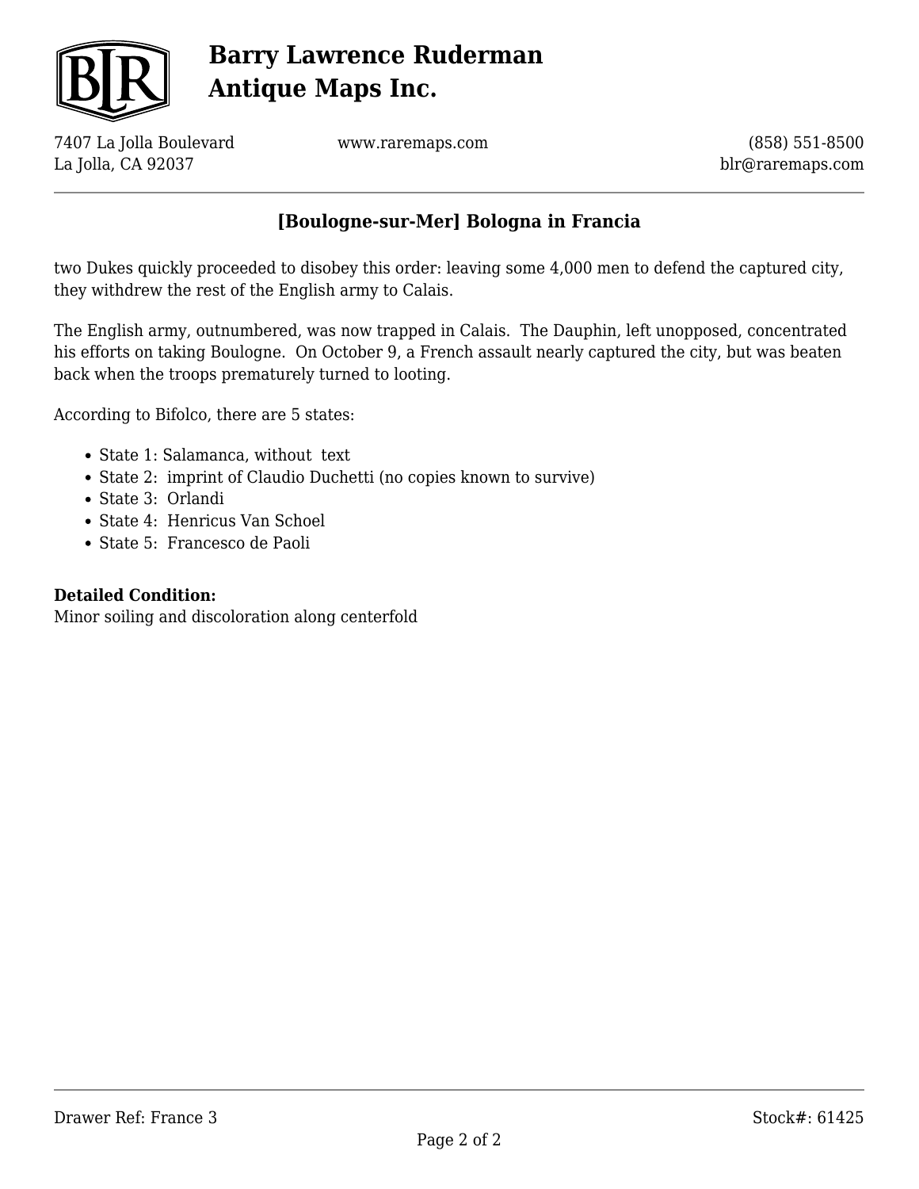## [Boulogne-sur-Mer] Bologna in Francia

two Dukes quickly proceeded to disobey this order: leaving some 4,000 men to defend the captured city, they withdrew the rest of the English army to Calais.

The English army, outnumbered, was now trapped in Calais. The Dauphin, left unopposed, concentrated his efforts on taking Boulogne. On October 9, a French assault nearly captured the city, but was beaten back when the troops prematurely turned to looting.

According to Bifolco, there are 5 states:

- State 1: Salamanca, without text
- State 2: imprint of Claudio Duchetti (no copies known to survive)
- State 3: Orlandi
- State 4: Henricus Van Schoel
- State 5: Francesco de Paoli

**Detailed Condition:**
Minor soiling and discoloration along centerfold